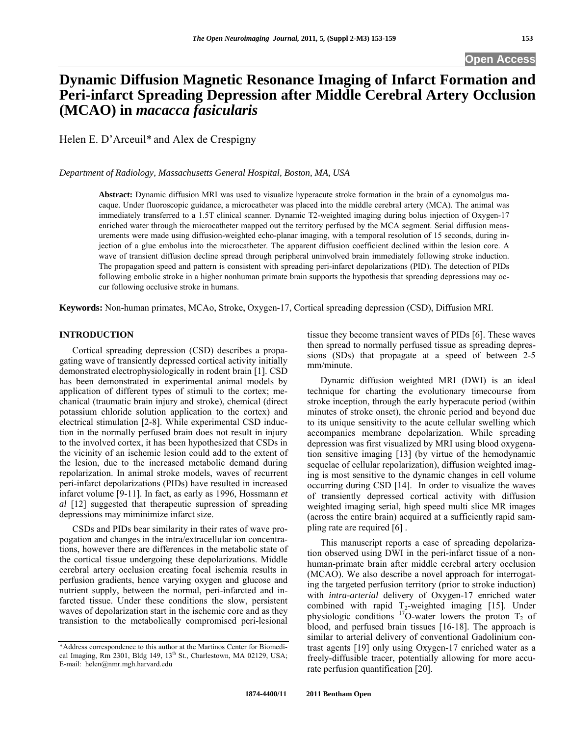# Dynamic Diffusion Magnetic Resonance Imaging of Infarct Formation and Peri-infarct Spreading Depression after Middle Cerebral Artery Occlusion (MCAO) in *macacca fasicularis*

Helen E. D'Arceuil* and Alex de Crespigny

*Department of Radiology, Massachusetts General Hospital, Boston, MA, USA*

**Abstract:** Dynamic diffusion MRI was used to visualize hyperacute stroke formation in the brain of a cynomolgus macaque. Under fluoroscopic guidance, a microcatheter was placed into the middle cerebral artery (MCA). The animal was immediately transferred to a 1.5T clinical scanner. Dynamic T2-weighted imaging during bolus injection of Oxygen-17 enriched water through the microcatheter mapped out the territory perfused by the MCA segment. Serial diffusion measurements were made using diffusion-weighted echo-planar imaging, with a temporal resolution of 15 seconds, during injection of a glue embolus into the microcatheter. The apparent diffusion coefficient declined within the lesion core. A wave of transient diffusion decline spread through peripheral uninvolved brain immediately following stroke induction. The propagation speed and pattern is consistent with spreading peri-infarct depolarizations (PID). The detection of PIDs following embolic stroke in a higher nonhuman primate brain supports the hypothesis that spreading depressions may occur following occlusive stroke in humans.

**Keywords:** Non-human primates, MCAo, Stroke, Oxygen-17, Cortical spreading depression (CSD), Diffusion MRI.

## INTRODUCTION

Cortical spreading depression (CSD) describes a propagating wave of transiently depressed cortical activity initially demonstrated electrophysiologically in rodent brain [1]. CSD has been demonstrated in experimental animal models by application of different types of stimuli to the cortex; mechanical (traumatic brain injury and stroke), chemical (direct potassium chloride solution application to the cortex) and electrical stimulation [2-8]. While experimental CSD induction in the normally perfused brain does not result in injury to the involved cortex, it has been hypothesized that CSDs in the vicinity of an ischemic lesion could add to the extent of the lesion, due to the increased metabolic demand during repolarization. In animal stroke models, waves of recurrent peri-infarct depolarizations (PIDs) have resulted in increased infarct volume [9-11]. In fact, as early as 1996, Hossmann *et al* [12] suggested that therapeutic supression of spreading depressions may miminimize infarct size.

CSDs and PIDs bear similarity in their rates of wave propagation and changes in the intra/extracellular ion concentrations, however there are differences in the metabolic state of the cortical tissue undergoing these depolarizations. Middle cerebral artery occlusion creating focal ischemia results in perfusion gradients, hence varying oxygen and glucose and nutrient supply, between the normal, peri-infarcted and infarcted tissue. Under these conditions the slow, persistent waves of depolarization start in the ischemic core and as they transistion to the metabolically compromised peri-lesional tissue they become transient waves of PIDs [6]. These waves then spread to normally perfused tissue as spreading depressions (SDs) that propagate at a speed of between 2-5 mm/minute.

Dynamic diffusion weighted MRI (DWI) is an ideal technique for charting the evolutionary timecourse from stroke inception, through the early hyperacute period (within minutes of stroke onset), the chronic period and beyond due to its unique sensitivity to the acute cellular swelling which accompanies membrane depolarization. While spreading depression was first visualized by MRI using blood oxygenation sensitive imaging [13] (by virtue of the hemodynamic sequelae of cellular repolarization), diffusion weighted imaging is most sensitive to the dynamic changes in cell volume occurring during CSD [14]. In order to visualize the waves of transiently depressed cortical activity with diffusion weighted imaging serial, high speed multi slice MR images (across the entire brain) acquired at a sufficiently rapid sampling rate are required [6] .

This manuscript reports a case of spreading depolarization observed using DWI in the peri-infarct tissue of a non-human-primate brain after middle cerebral artery occlusion (MCAO). We also describe a novel approach for interrogating the targeted perfusion territory (prior to stroke induction) with *intra-arterial* delivery of Oxygen-17 enriched water combined with rapid $T_2$-weighted imaging [15]. Under physiologic conditions $^{17}$O-water lowers the proton $T_2$ of blood, and perfused brain tissues [16-18]. The approach is similar to arterial delivery of conventional Gadolinium contrast agents [19] only using Oxygen-17 enriched water as a freely-diffusible tracer, potentially allowing for more accurate perfusion quantification [20].

*Address correspondence to this author at the Martinos Center for Biomedical Imaging, Rm 2301, Bldg 149, 13th St., Charlestown, MA 02129, USA; E-mail: helen@nmr.mgh.harvard.edu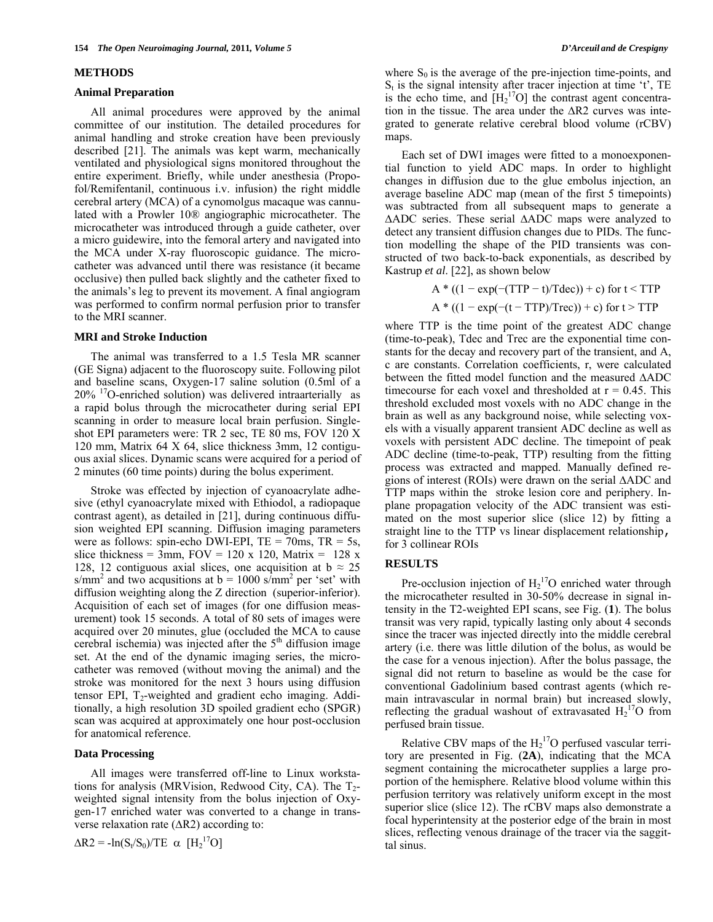## METHODS

### Animal Preparation

All animal procedures were approved by the animal committee of our institution. The detailed procedures for animal handling and stroke creation have been previously described [21]. The animals was kept warm, mechanically ventilated and physiological signs monitored throughout the entire experiment. Briefly, while under anesthesia (Propofol/Remifentanil, continuous i.v. infusion) the right middle cerebral artery (MCA) of a cynomolgus macaque was cannulated with a Prowler 10® angiographic microcatheter. The microcatheter was introduced through a guide catheter, over a micro guidewire, into the femoral artery and navigated into the MCA under X-ray fluoroscopic guidance. The microcatheter was advanced until there was resistance (it became occlusive) then pulled back slightly and the catheter fixed to the animals's leg to prevent its movement. A final angiogram was performed to confirm normal perfusion prior to transfer to the MRI scanner.

### MRI and Stroke Induction

The animal was transferred to a 1.5 Tesla MR scanner (GE Signa) adjacent to the fluoroscopy suite. Following pilot and baseline scans, Oxygen-17 saline solution (0.5ml of a 20% $^{17}$O-enriched solution) was delivered intraarterially as a rapid bolus through the microcatheter during serial EPI scanning in order to measure local brain perfusion. Single-shot EPI parameters were: TR 2 sec, TE 80 ms, FOV 120 X 120 mm, Matrix 64 X 64, slice thickness 3mm, 12 contiguous axial slices. Dynamic scans were acquired for a period of 2 minutes (60 time points) during the bolus experiment.

Stroke was effected by injection of cyanoacrylate adhesive (ethyl cyanoacrylate mixed with Ethiodol, a radiopaque contrast agent), as detailed in [21], during continuous diffusion weighted EPI scanning. Diffusion imaging parameters were as follows: spin-echo DWI-EPI, TE = 70ms, TR = 5s, slice thickness = 3mm, FOV = 120 x 120, Matrix = 128 x 128, 12 contiguous axial slices, one acquisition at b ≈ 25 s/mm$^2$ and two acqusitions at b = 1000 s/mm$^2$ per 'set' with diffusion weighting along the Z direction (superior-inferior). Acquisition of each set of images (for one diffusion measurement) took 15 seconds. A total of 80 sets of images were acquired over 20 minutes, glue (occluded the MCA to cause cerebral ischemia) was injected after the 5$^{th}$ diffusion image set. At the end of the dynamic imaging series, the microcatheter was removed (without moving the animal) and the stroke was monitored for the next 3 hours using diffusion tensor EPI, $T_2$-weighted and gradient echo imaging. Additionally, a high resolution 3D spoiled gradient echo (SPGR) scan was acquired at approximately one hour post-occlusion for anatomical reference.

### Data Processing

All images were transferred off-line to Linux workstations for analysis (MRVision, Redwood City, CA). The $T_2$-weighted signal intensity from the bolus injection of Oxygen-17 enriched water was converted to a change in transverse relaxation rate (ΔR2) according to:

$$\Delta R2 = -\ln(S_t/S_0)/TE \;\; \alpha \;\; [H_2{}^{17}O]$$

where $S_0$ is the average of the pre-injection time-points, and $S_t$ is the signal intensity after tracer injection at time 't', TE is the echo time, and $[H_2{}^{17}O]$ the contrast agent concentration in the tissue. The area under the ΔR2 curves was integrated to generate relative cerebral blood volume (rCBV) maps.

Each set of DWI images were fitted to a monoexponential function to yield ADC maps. In order to highlight changes in diffusion due to the glue embolus injection, an average baseline ADC map (mean of the first 5 timepoints) was subtracted from all subsequent maps to generate a ΔADC series. These serial ΔADC maps were analyzed to detect any transient diffusion changes due to PIDs. The function modelling the shape of the PID transients was constructed of two back-to-back exponentials, as described by Kastrup *et al*. [22], as shown below

$$A * ((1 - \exp(-(TTP - t)/Tdec)) + c) \text{ for } t < TTP$$

$$A * ((1 - \exp(-(t - TTP)/Trec)) + c) \text{ for } t > TTP$$

where TTP is the time point of the greatest ADC change (time-to-peak), Tdec and Trec are the exponential time constants for the decay and recovery part of the transient, and A, c are constants. Correlation coefficients, r, were calculated between the fitted model function and the measured ΔADC timecourse for each voxel and thresholded at r = 0.45. This threshold excluded most voxels with no ADC change in the brain as well as any background noise, while selecting voxels with a visually apparent transient ADC decline as well as voxels with persistent ADC decline. The timepoint of peak ADC decline (time-to-peak, TTP) resulting from the fitting process was extracted and mapped. Manually defined regions of interest (ROIs) were drawn on the serial ΔADC and TTP maps within the stroke lesion core and periphery. In-plane propagation velocity of the ADC transient was estimated on the most superior slice (slice 12) by fitting a straight line to the TTP vs linear displacement relationship, for 3 collinear ROIs

## RESULTS

Pre-occlusion injection of $H_2{}^{17}O$ enriched water through the microcatheter resulted in 30-50% decrease in signal intensity in the T2-weighted EPI scans, see Fig. (**1**). The bolus transit was very rapid, typically lasting only about 4 seconds since the tracer was injected directly into the middle cerebral artery (i.e. there was little dilution of the bolus, as would be the case for a venous injection). After the bolus passage, the signal did not return to baseline as would be the case for conventional Gadolinium based contrast agents (which remain intravascular in normal brain) but increased slowly, reflecting the gradual washout of extravasated $H_2{}^{17}O$ from perfused brain tissue.

Relative CBV maps of the $H_2{}^{17}O$ perfused vascular territory are presented in Fig. (**2A**), indicating that the MCA segment containing the microcatheter supplies a large proportion of the hemisphere. Relative blood volume within this perfusion territory was relatively uniform except in the most superior slice (slice 12). The rCBV maps also demonstrate a focal hyperintensity at the posterior edge of the brain in most slices, reflecting venous drainage of the tracer via the saggittal sinus.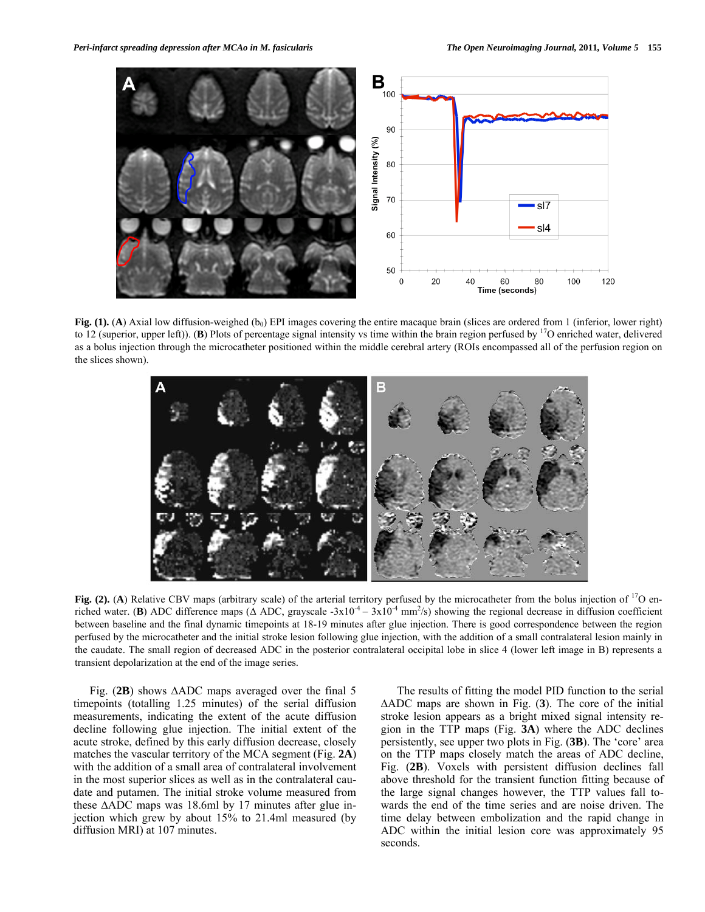**Fig. (1).** (**A**) Axial low diffusion-weighed ($b_0$) EPI images covering the entire macaque brain (slices are ordered from 1 (inferior, lower right) to 12 (superior, upper left)). (**B**) Plots of percentage signal intensity vs time within the brain region perfused by $^{17}O$ enriched water, delivered as a bolus injection through the microcatheter positioned within the middle cerebral artery (ROIs encompassed all of the perfusion region on the slices shown).

**Fig. (2).** (**A**) Relative CBV maps (arbitrary scale) of the arterial territory perfused by the microcatheter from the bolus injection of $^{17}O$ enriched water. (**B**) ADC difference maps (Δ ADC, grayscale $-3\times10^{-4}$ – $3\times10^{-4}$ $mm^2/s$) showing the regional decrease in diffusion coefficient between baseline and the final dynamic timepoints at 18-19 minutes after glue injection. There is good correspondence between the region perfused by the microcatheter and the initial stroke lesion following glue injection, with the addition of a small contralateral lesion mainly in the caudate. The small region of decreased ADC in the posterior contralateral occipital lobe in slice 4 (lower left image in B) represents a transient depolarization at the end of the image series.

Fig. (**2B**) shows ΔADC maps averaged over the final 5 timepoints (totalling 1.25 minutes) of the serial diffusion measurements, indicating the extent of the acute diffusion decline following glue injection. The initial extent of the acute stroke, defined by this early diffusion decrease, closely matches the vascular territory of the MCA segment (Fig. **2A**) with the addition of a small area of contralateral involvement in the most superior slices as well as in the contralateral caudate and putamen. The initial stroke volume measured from these ΔADC maps was 18.6ml by 17 minutes after glue injection which grew by about 15% to 21.4ml measured (by diffusion MRI) at 107 minutes.

The results of fitting the model PID function to the serial ΔADC maps are shown in Fig. (**3**). The core of the initial stroke lesion appears as a bright mixed signal intensity region in the TTP maps (Fig. **3A**) where the ADC declines persistently, see upper two plots in Fig. (**3B**). The 'core' area on the TTP maps closely match the areas of ADC decline, Fig. (**2B**). Voxels with persistent diffusion declines fall above threshold for the transient function fitting because of the large signal changes however, the TTP values fall towards the end of the time series and are noise driven. The time delay between embolization and the rapid change in ADC within the initial lesion core was approximately 95 seconds.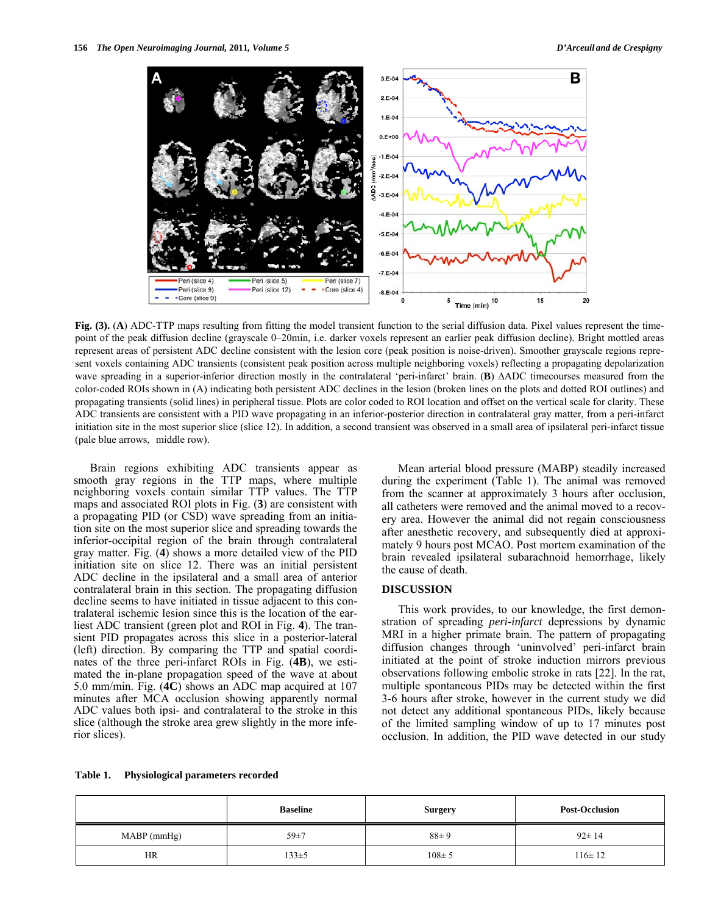**Fig. (3).** (**A**) ADC-TTP maps resulting from fitting the model transient function to the serial diffusion data. Pixel values represent the time-point of the peak diffusion decline (grayscale 0–20min, i.e. darker voxels represent an earlier peak diffusion decline). Bright mottled areas represent areas of persistent ADC decline consistent with the lesion core (peak position is noise-driven). Smoother grayscale regions represent voxels containing ADC transients (consistent peak position across multiple neighboring voxels) reflecting a propagating depolarization wave spreading in a superior-inferior direction mostly in the contralateral 'peri-infarct' brain. (**B**) ΔADC timecourses measured from the color-coded ROIs shown in (A) indicating both persistent ADC declines in the lesion (broken lines on the plots and dotted ROI outlines) and propagating transients (solid lines) in peripheral tissue. Plots are color coded to ROI location and offset on the vertical scale for clarity. These ADC transients are consistent with a PID wave propagating in an inferior-posterior direction in contralateral gray matter, from a peri-infarct initiation site in the most superior slice (slice 12). In addition, a second transient was observed in a small area of ipsilateral peri-infarct tissue (pale blue arrows, middle row).

Brain regions exhibiting ADC transients appear as smooth gray regions in the TTP maps, where multiple neighboring voxels contain similar TTP values. The TTP maps and associated ROI plots in Fig. (**3**) are consistent with a propagating PID (or CSD) wave spreading from an initiation site on the most superior slice and spreading towards the inferior-occipital region of the brain through contralateral gray matter. Fig. (**4**) shows a more detailed view of the PID initiation site on slice 12. There was an initial persistent ADC decline in the ipsilateral and a small area of anterior contralateral brain in this section. The propagating diffusion decline seems to have initiated in tissue adjacent to this contralateral ischemic lesion since this is the location of the earliest ADC transient (green plot and ROI in Fig. **4**). The transient PID propagates across this slice in a posterior-lateral (left) direction. By comparing the TTP and spatial coordinates of the three peri-infarct ROIs in Fig. (**4B**), we estimated the in-plane propagation speed of the wave at about 5.0 mm/min. Fig. (**4C**) shows an ADC map acquired at 107 minutes after MCA occlusion showing apparently normal ADC values both ipsi- and contralateral to the stroke in this slice (although the stroke area grew slightly in the more inferior slices).

Mean arterial blood pressure (MABP) steadily increased during the experiment (Table 1). The animal was removed from the scanner at approximately 3 hours after occlusion, all catheters were removed and the animal moved to a recovery area. However the animal did not regain consciousness after anesthetic recovery, and subsequently died at approximately 9 hours post MCAO. Post mortem examination of the brain revealed ipsilateral subarachnoid hemorrhage, likely the cause of death.

## DISCUSSION

This work provides, to our knowledge, the first demonstration of spreading *peri-infarct* depressions by dynamic MRI in a higher primate brain. The pattern of propagating diffusion changes through 'uninvolved' peri-infarct brain initiated at the point of stroke induction mirrors previous observations following embolic stroke in rats [22]. In the rat, multiple spontaneous PIDs may be detected within the first 3-6 hours after stroke, however in the current study we did not detect any additional spontaneous PIDs, likely because of the limited sampling window of up to 17 minutes post occlusion. In addition, the PID wave detected in our study

**Table 1. Physiological parameters recorded**

| | Baseline | Surgery | Post-Occlusion |
|---|---|---|---|
| MABP (mmHg) | 59±7 | 88± 9 | 92± 14 |
| HR | 133±5 | 108± 5 | 116± 12 |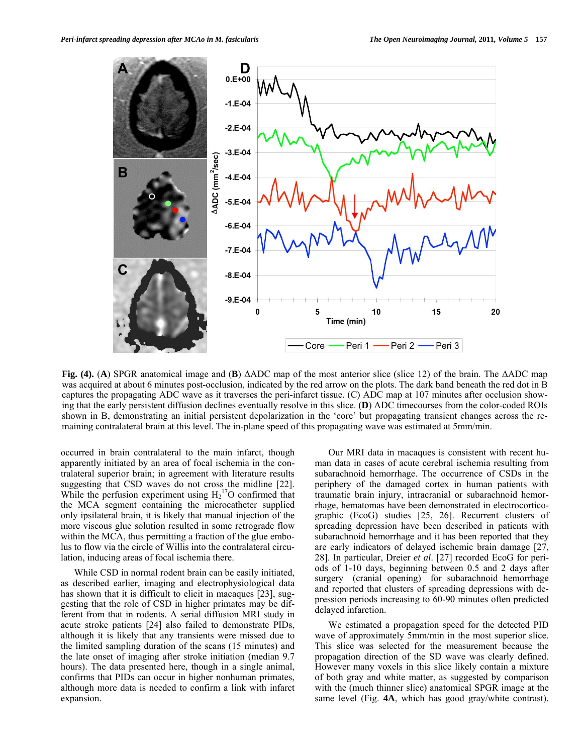**Fig. (4).** (**A**) SPGR anatomical image and (**B**) ΔADC map of the most anterior slice (slice 12) of the brain. The ΔADC map was acquired at about 6 minutes post-occlusion, indicated by the red arrow on the plots. The dark band beneath the red dot in B captures the propagating ADC wave as it traverses the peri-infarct tissue. (C) ADC map at 107 minutes after occlusion showing that the early persistent diffusion declines eventually resolve in this slice. (**D**) ADC timecourses from the color-coded ROIs shown in B, demonstrating an initial persistent depolarization in the 'core' but propagating transient changes across the remaining contralateral brain at this level. The in-plane speed of this propagating wave was estimated at 5mm/min.

occurred in brain contralateral to the main infarct, though apparently initiated by an area of focal ischemia in the contralateral superior brain; in agreement with literature results suggesting that CSD waves do not cross the midline [22]. While the perfusion experiment using $H_2^{17}O$ confirmed that the MCA segment containing the microcatheter supplied only ipsilateral brain, it is likely that manual injection of the more viscous glue solution resulted in some retrograde flow within the MCA, thus permitting a fraction of the glue embolus to flow via the circle of Willis into the contralateral circulation, inducing areas of focal ischemia there.

While CSD in normal rodent brain can be easily initiated, as described earlier, imaging and electrophysiological data has shown that it is difficult to elicit in macaques [23], suggesting that the role of CSD in higher primates may be different from that in rodents. A serial diffusion MRI study in acute stroke patients [24] also failed to demonstrate PIDs, although it is likely that any transients were missed due to the limited sampling duration of the scans (15 minutes) and the late onset of imaging after stroke initiation (median 9.7 hours). The data presented here, though in a single animal, confirms that PIDs can occur in higher nonhuman primates, although more data is needed to confirm a link with infarct expansion.

Our MRI data in macaques is consistent with recent human data in cases of acute cerebral ischemia resulting from subarachnoid hemorrhage. The occurrence of CSDs in the periphery of the damaged cortex in human patients with traumatic brain injury, intracranial or subarachnoid hemorrhage, hematomas have been demonstrated in electrocorticographic (EcoG) studies [25, 26]. Recurrent clusters of spreading depression have been described in patients with subarachnoid hemorrhage and it has been reported that they are early indicators of delayed ischemic brain damage [27, 28]. In particular, Dreier *et al*. [27] recorded EcoG for periods of 1-10 days, beginning between 0.5 and 2 days after surgery (cranial opening) for subarachnoid hemorrhage and reported that clusters of spreading depressions with depression periods increasing to 60-90 minutes often predicted delayed infarction.

We estimated a propagation speed for the detected PID wave of approximately 5mm/min in the most superior slice. This slice was selected for the measurement because the propagation direction of the SD wave was clearly defined. However many voxels in this slice likely contain a mixture of both gray and white matter, as suggested by comparison with the (much thinner slice) anatomical SPGR image at the same level (Fig. **4A**, which has good gray/white contrast).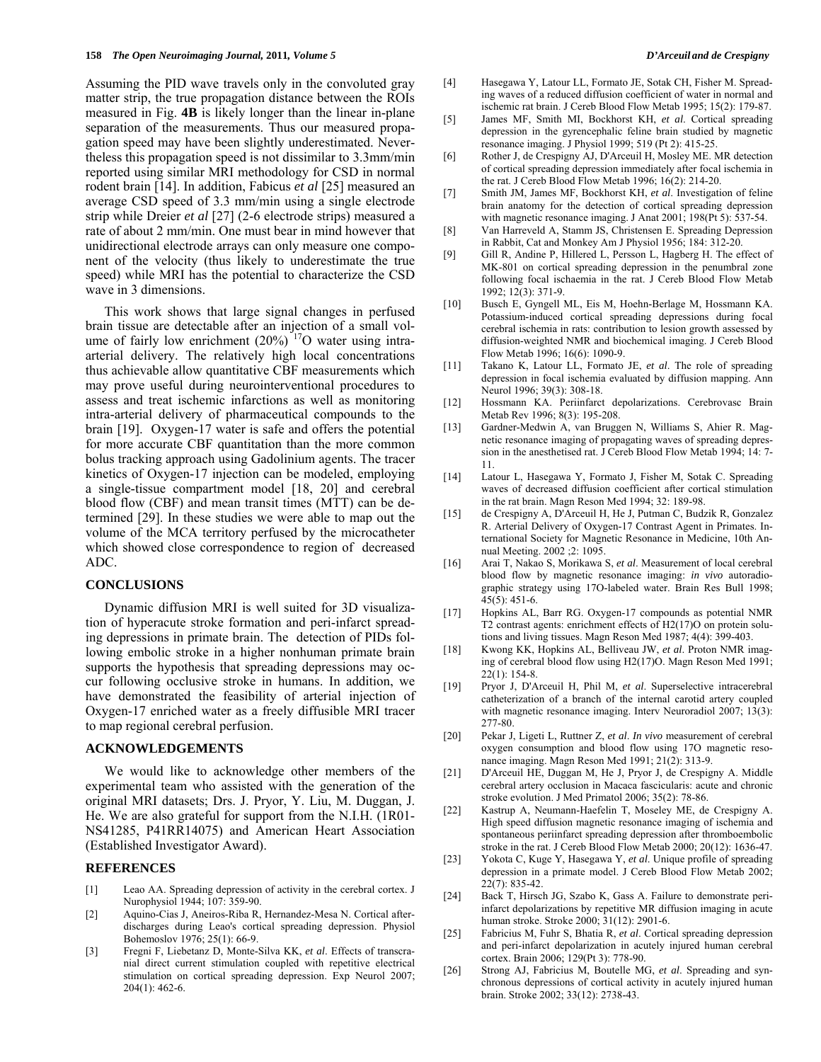Assuming the PID wave travels only in the convoluted gray matter strip, the true propagation distance between the ROIs measured in Fig. **4B** is likely longer than the linear in-plane separation of the measurements. Thus our measured propagation speed may have been slightly underestimated. Nevertheless this propagation speed is not dissimilar to 3.3mm/min reported using similar MRI methodology for CSD in normal rodent brain [14]. In addition, Fabicus *et al* [25] measured an average CSD speed of 3.3 mm/min using a single electrode strip while Dreier *et al* [27] (2-6 electrode strips) measured a rate of about 2 mm/min. One must bear in mind however that unidirectional electrode arrays can only measure one component of the velocity (thus likely to underestimate the true speed) while MRI has the potential to characterize the CSD wave in 3 dimensions.

This work shows that large signal changes in perfused brain tissue are detectable after an injection of a small volume of fairly low enrichment (20%) $^{17}O$ water using intra-arterial delivery. The relatively high local concentrations thus achievable allow quantitative CBF measurements which may prove useful during neurointerventional procedures to assess and treat ischemic infarctions as well as monitoring intra-arterial delivery of pharmaceutical compounds to the brain [19]. Oxygen-17 water is safe and offers the potential for more accurate CBF quantitation than the more common bolus tracking approach using Gadolinium agents. The tracer kinetics of Oxygen-17 injection can be modeled, employing a single-tissue compartment model [18, 20] and cerebral blood flow (CBF) and mean transit times (MTT) can be determined [29]. In these studies we were able to map out the volume of the MCA territory perfused by the microcatheter which showed close correspondence to region of decreased ADC.

## CONCLUSIONS

Dynamic diffusion MRI is well suited for 3D visualization of hyperacute stroke formation and peri-infarct spreading depressions in primate brain. The detection of PIDs following embolic stroke in a higher nonhuman primate brain supports the hypothesis that spreading depressions may occur following occlusive stroke in humans. In addition, we have demonstrated the feasibility of arterial injection of Oxygen-17 enriched water as a freely diffusible MRI tracer to map regional cerebral perfusion.

## ACKNOWLEDGEMENTS

We would like to acknowledge other members of the experimental team who assisted with the generation of the original MRI datasets; Drs. J. Pryor, Y. Liu, M. Duggan, J. He. We are also grateful for support from the N.I.H. (1R01-NS41285, P41RR14075) and American Heart Association (Established Investigator Award).

## REFERENCES

[1] Leao AA. Spreading depression of activity in the cerebral cortex. J Nurophysiol 1944; 107: 359-90.

[2] Aquino-Cias J, Aneiros-Riba R, Hernandez-Mesa N. Cortical afterdischarges during Leao's cortical spreading depression. Physiol Bohemoslov 1976; 25(1): 66-9.

[3] Fregni F, Liebetanz D, Monte-Silva KK, *et al*. Effects of transcranial direct current stimulation coupled with repetitive electrical stimulation on cortical spreading depression. Exp Neurol 2007; 204(1): 462-6.

[4] Hasegawa Y, Latour LL, Formato JE, Sotak CH, Fisher M. Spreading waves of a reduced diffusion coefficient of water in normal and ischemic rat brain. J Cereb Blood Flow Metab 1995; 15(2): 179-87.

[5] James MF, Smith MI, Bockhorst KH, *et al.* Cortical spreading depression in the gyrencephalic feline brain studied by magnetic resonance imaging. J Physiol 1999; 519 (Pt 2): 415-25.

[6] Rother J, de Crespigny AJ, D'Arceuil H, Mosley ME. MR detection of cortical spreading depression immediately after focal ischemia in the rat. J Cereb Blood Flow Metab 1996; 16(2): 214-20.

[7] Smith JM, James MF, Bockhorst KH, *et al*. Investigation of feline brain anatomy for the detection of cortical spreading depression with magnetic resonance imaging. J Anat 2001; 198(Pt 5): 537-54.

[8] Van Harreveld A, Stamm JS, Christensen E. Spreading Depression in Rabbit, Cat and Monkey Am J Physiol 1956; 184: 312-20.

[9] Gill R, Andine P, Hillered L, Persson L, Hagberg H. The effect of MK-801 on cortical spreading depression in the penumbral zone following focal ischaemia in the rat. J Cereb Blood Flow Metab 1992; 12(3): 371-9.

[10] Busch E, Gyngell ML, Eis M, Hoehn-Berlage M, Hossmann KA. Potassium-induced cortical spreading depressions during focal cerebral ischemia in rats: contribution to lesion growth assessed by diffusion-weighted NMR and biochemical imaging. J Cereb Blood Flow Metab 1996; 16(6): 1090-9.

[11] Takano K, Latour LL, Formato JE, *et al*. The role of spreading depression in focal ischemia evaluated by diffusion mapping. Ann Neurol 1996; 39(3): 308-18.

[12] Hossmann KA. Periinfarct depolarizations. Cerebrovasc Brain Metab Rev 1996; 8(3): 195-208.

[13] Gardner-Medwin A, van Bruggen N, Williams S, Ahier R. Magnetic resonance imaging of propagating waves of spreading depression in the anesthetised rat. J Cereb Blood Flow Metab 1994; 14: 7-11.

[14] Latour L, Hasegawa Y, Formato J, Fisher M, Sotak C. Spreading waves of decreased diffusion coefficient after cortical stimulation in the rat brain. Magn Reson Med 1994; 32: 189-98.

[15] de Crespigny A, D'Arceuil H, He J, Putman C, Budzik R, Gonzalez R. Arterial Delivery of Oxygen-17 Contrast Agent in Primates. International Society for Magnetic Resonance in Medicine, 10th Annual Meeting. 2002 ;2: 1095.

[16] Arai T, Nakao S, Morikawa S, *et al*. Measurement of local cerebral blood flow by magnetic resonance imaging: *in vivo* autoradiographic strategy using 17O-labeled water. Brain Res Bull 1998; 45(5): 451-6.

[17] Hopkins AL, Barr RG. Oxygen-17 compounds as potential NMR T2 contrast agents: enrichment effects of H2(17)O on protein solutions and living tissues. Magn Reson Med 1987; 4(4): 399-403.

[18] Kwong KK, Hopkins AL, Belliveau JW, *et al*. Proton NMR imaging of cerebral blood flow using H2(17)O. Magn Reson Med 1991; 22(1): 154-8.

[19] Pryor J, D'Arceuil H, Phil M, *et al*. Superselective intracerebral catheterization of a branch of the internal carotid artery coupled with magnetic resonance imaging. Interv Neuroradiol 2007; 13(3): 277-80.

[20] Pekar J, Ligeti L, Ruttner Z, *et al*. *In vivo* measurement of cerebral oxygen consumption and blood flow using 17O magnetic resonance imaging. Magn Reson Med 1991; 21(2): 313-9.

[21] D'Arceuil HE, Duggan M, He J, Pryor J, de Crespigny A. Middle cerebral artery occlusion in Macaca fascicularis: acute and chronic stroke evolution. J Med Primatol 2006; 35(2): 78-86.

[22] Kastrup A, Neumann-Haefelin T, Moseley ME, de Crespigny A. High speed diffusion magnetic resonance imaging of ischemia and spontaneous periinfarct spreading depression after thromboembolic stroke in the rat. J Cereb Blood Flow Metab 2000; 20(12): 1636-47.

[23] Yokota C, Kuge Y, Hasegawa Y, *et al*. Unique profile of spreading depression in a primate model. J Cereb Blood Flow Metab 2002; 22(7): 835-42.

[24] Back T, Hirsch JG, Szabo K, Gass A. Failure to demonstrate peri-infarct depolarizations by repetitive MR diffusion imaging in acute human stroke. Stroke 2000; 31(12): 2901-6.

[25] Fabricius M, Fuhr S, Bhatia R, *et al*. Cortical spreading depression and peri-infarct depolarization in acutely injured human cerebral cortex. Brain 2006; 129(Pt 3): 778-90.

[26] Strong AJ, Fabricius M, Boutelle MG, *et al*. Spreading and synchronous depressions of cortical activity in acutely injured human brain. Stroke 2002; 33(12): 2738-43.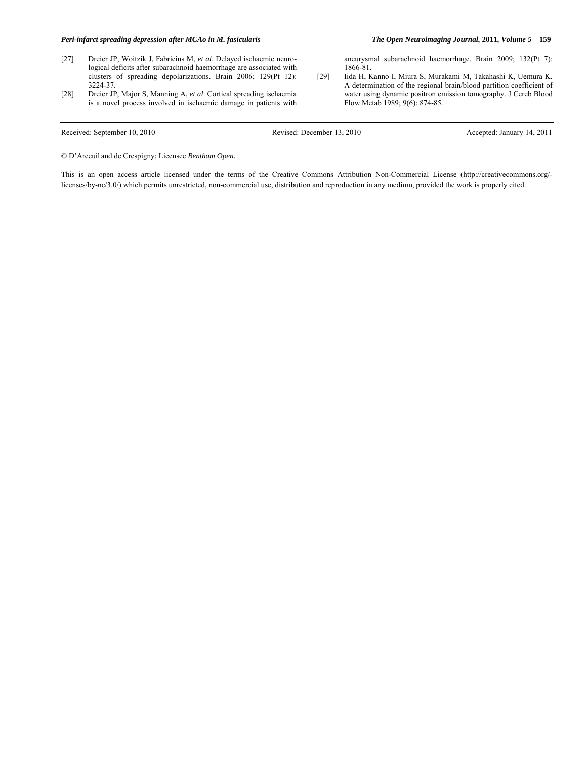[27] Dreier JP, Woitzik J, Fabricius M, *et al*. Delayed ischaemic neurological deficits after subarachnoid haemorrhage are associated with clusters of spreading depolarizations. Brain 2006; 129(Pt 12): 3224-37.

[28] Dreier JP, Major S, Manning A, *et al*. Cortical spreading ischaemia is a novel process involved in ischaemic damage in patients with aneurysmal subarachnoid haemorrhage. Brain 2009; 132(Pt 7): 1866-81.

[29] Iida H, Kanno I, Miura S, Murakami M, Takahashi K, Uemura K. A determination of the regional brain/blood partition coefficient of water using dynamic positron emission tomography. J Cereb Blood Flow Metab 1989; 9(6): 874-85.

---

Received: September 10, 2010 Revised: December 13, 2010 Accepted: January 14, 2011

© D'Arceuil and de Crespigny; Licensee *Bentham Open.*

This is an open access article licensed under the terms of the Creative Commons Attribution Non-Commercial License (http://creativecommons.org/-licenses/by-nc/3.0/) which permits unrestricted, non-commercial use, distribution and reproduction in any medium, provided the work is properly cited.